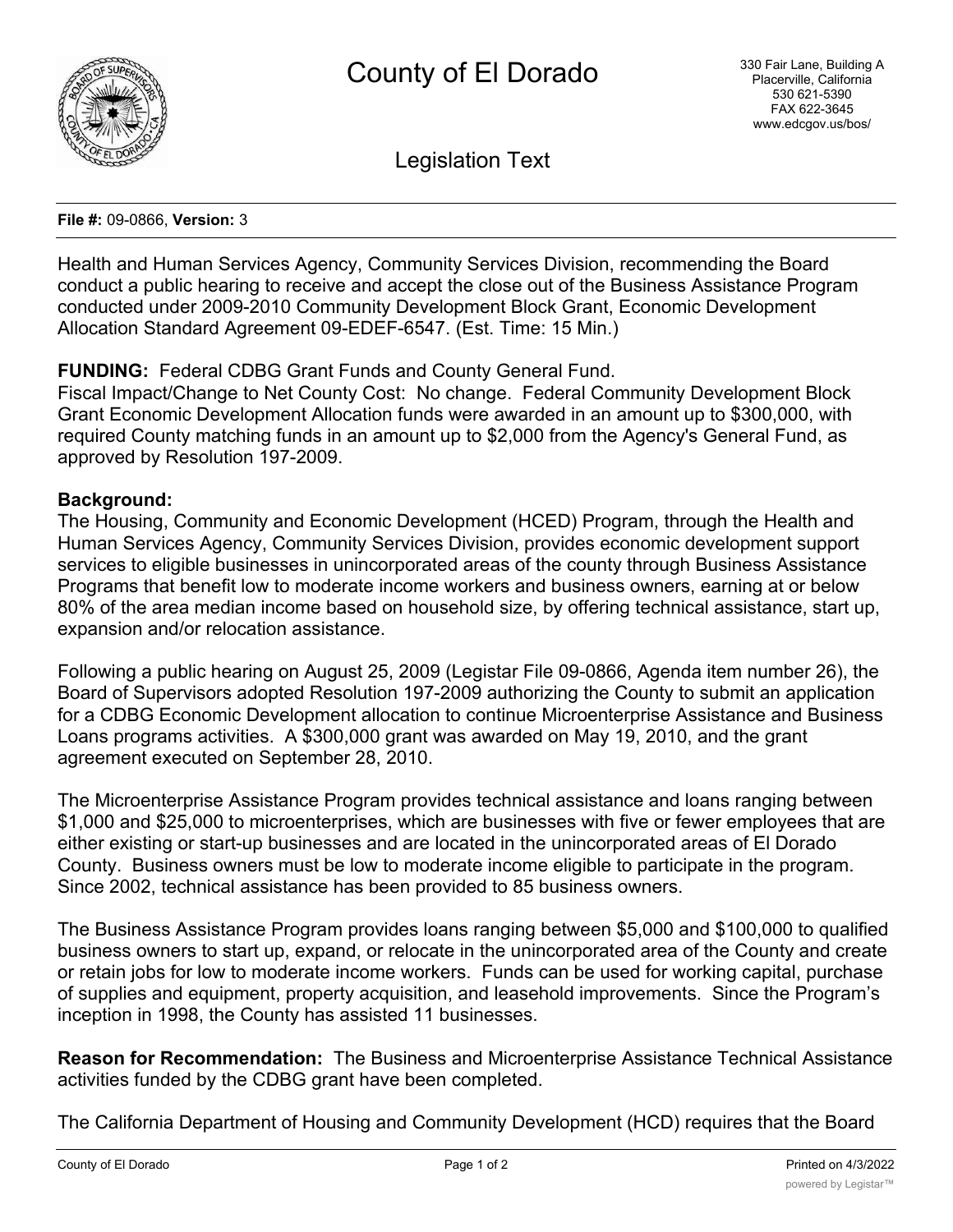# County of El Dorado

330 Fair Lane, Building A
Placerville, California
530 621-5390
FAX 622-3645
www.edcgov.us/bos/

## Legislation Text

**File #:** 09-0866, **Version:** 3

Health and Human Services Agency, Community Services Division, recommending the Board conduct a public hearing to receive and accept the close out of the Business Assistance Program conducted under 2009-2010 Community Development Block Grant, Economic Development Allocation Standard Agreement 09-EDEF-6547. (Est. Time: 15 Min.)

**FUNDING:** Federal CDBG Grant Funds and County General Fund.
Fiscal Impact/Change to Net County Cost: No change. Federal Community Development Block Grant Economic Development Allocation funds were awarded in an amount up to $300,000, with required County matching funds in an amount up to $2,000 from the Agency's General Fund, as approved by Resolution 197-2009.

**Background:**
The Housing, Community and Economic Development (HCED) Program, through the Health and Human Services Agency, Community Services Division, provides economic development support services to eligible businesses in unincorporated areas of the county through Business Assistance Programs that benefit low to moderate income workers and business owners, earning at or below 80% of the area median income based on household size, by offering technical assistance, start up, expansion and/or relocation assistance.

Following a public hearing on August 25, 2009 (Legistar File 09-0866, Agenda item number 26), the Board of Supervisors adopted Resolution 197-2009 authorizing the County to submit an application for a CDBG Economic Development allocation to continue Microenterprise Assistance and Business Loans programs activities. A $300,000 grant was awarded on May 19, 2010, and the grant agreement executed on September 28, 2010.

The Microenterprise Assistance Program provides technical assistance and loans ranging between $1,000 and $25,000 to microenterprises, which are businesses with five or fewer employees that are either existing or start-up businesses and are located in the unincorporated areas of El Dorado County. Business owners must be low to moderate income eligible to participate in the program. Since 2002, technical assistance has been provided to 85 business owners.

The Business Assistance Program provides loans ranging between $5,000 and $100,000 to qualified business owners to start up, expand, or relocate in the unincorporated area of the County and create or retain jobs for low to moderate income workers. Funds can be used for working capital, purchase of supplies and equipment, property acquisition, and leasehold improvements. Since the Program's inception in 1998, the County has assisted 11 businesses.

**Reason for Recommendation:** The Business and Microenterprise Assistance Technical Assistance activities funded by the CDBG grant have been completed.

The California Department of Housing and Community Development (HCD) requires that the Board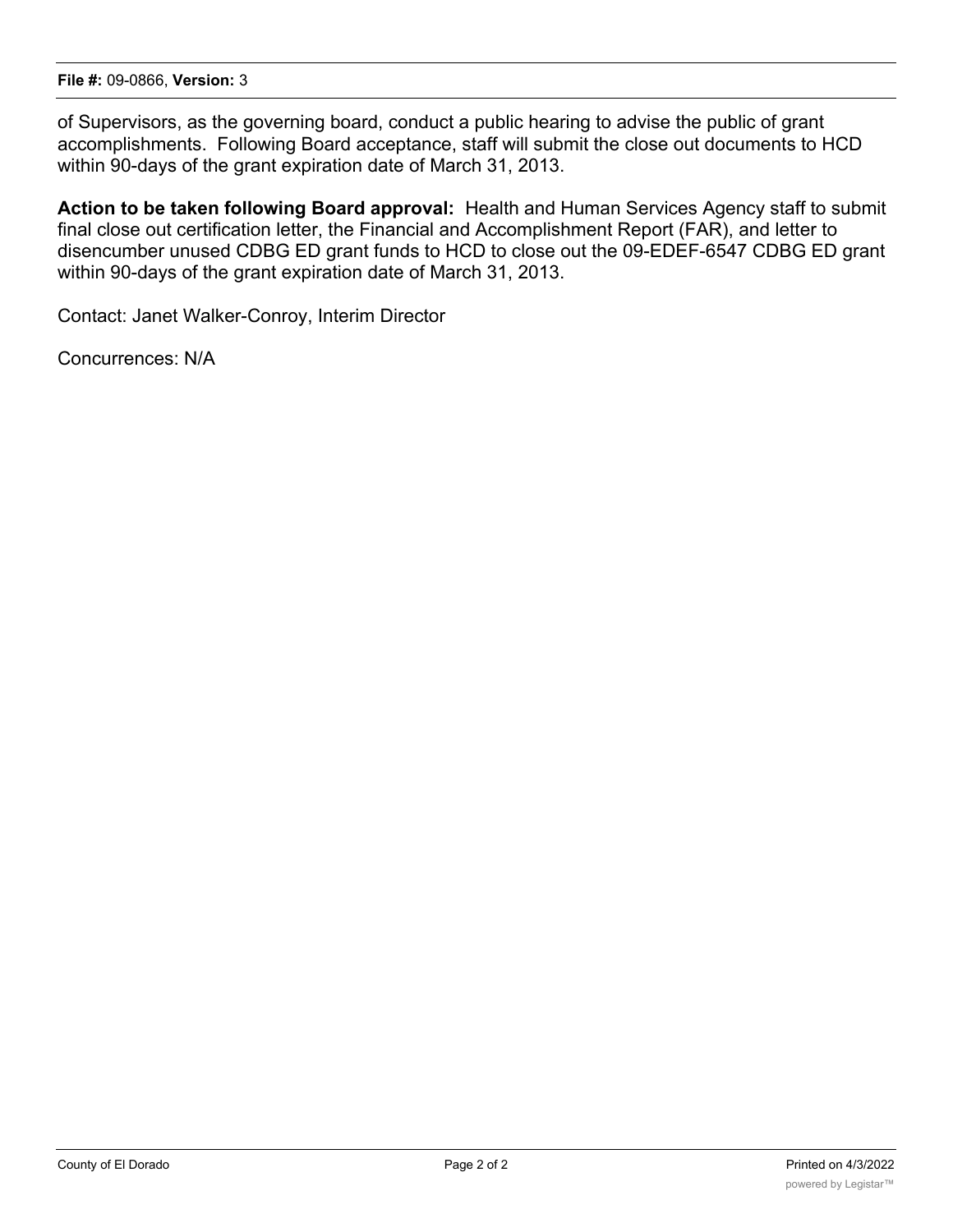of Supervisors, as the governing board, conduct a public hearing to advise the public of grant accomplishments. Following Board acceptance, staff will submit the close out documents to HCD within 90-days of the grant expiration date of March 31, 2013.

**Action to be taken following Board approval:** Health and Human Services Agency staff to submit final close out certification letter, the Financial and Accomplishment Report (FAR), and letter to disencumber unused CDBG ED grant funds to HCD to close out the 09-EDEF-6547 CDBG ED grant within 90-days of the grant expiration date of March 31, 2013.

Contact: Janet Walker-Conroy, Interim Director

Concurrences: N/A